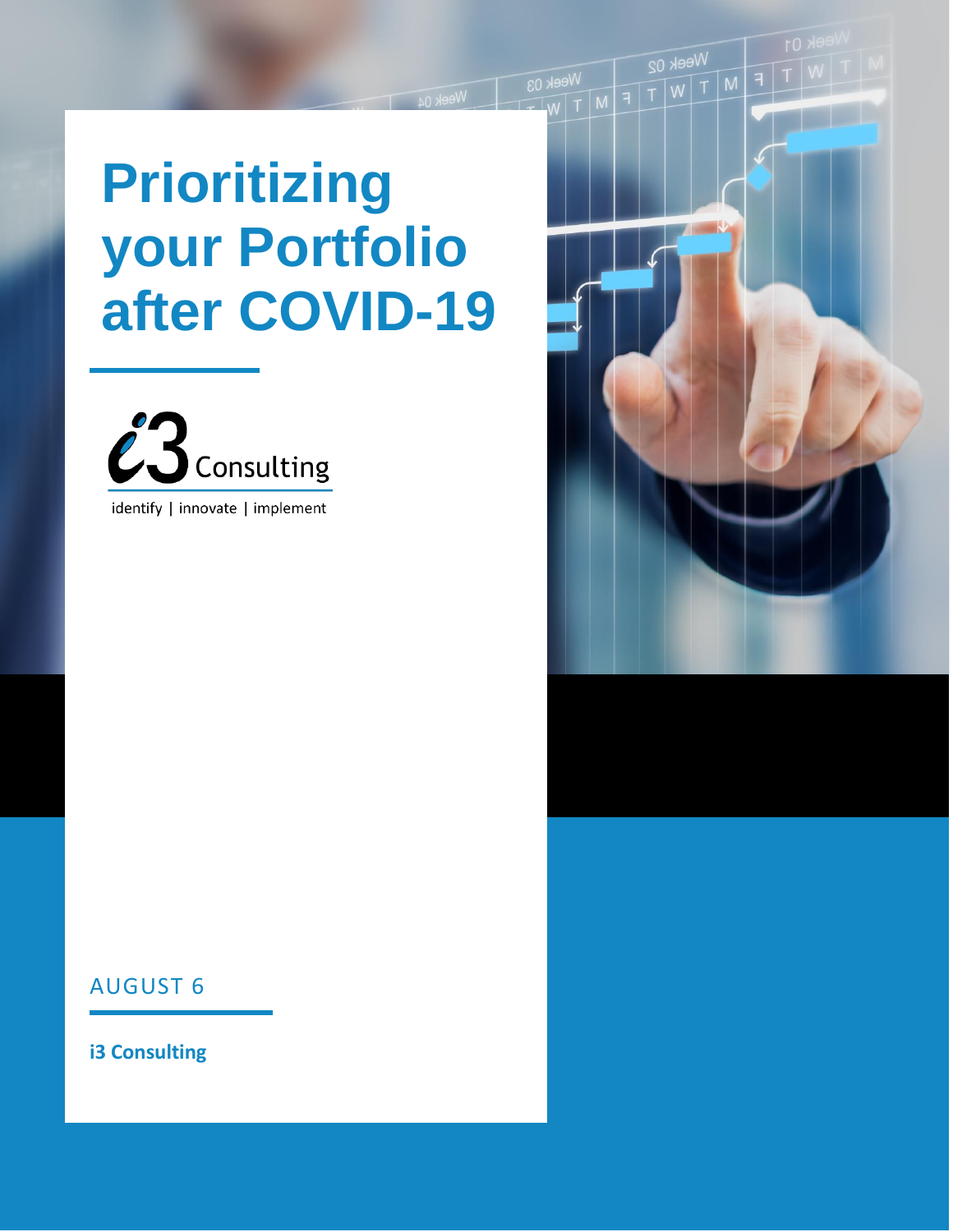# Prioritizing your Portfolio after COVID-19

i3 Consulting

identify | innovate | implement

AUGUST 6

**i3 Consulting**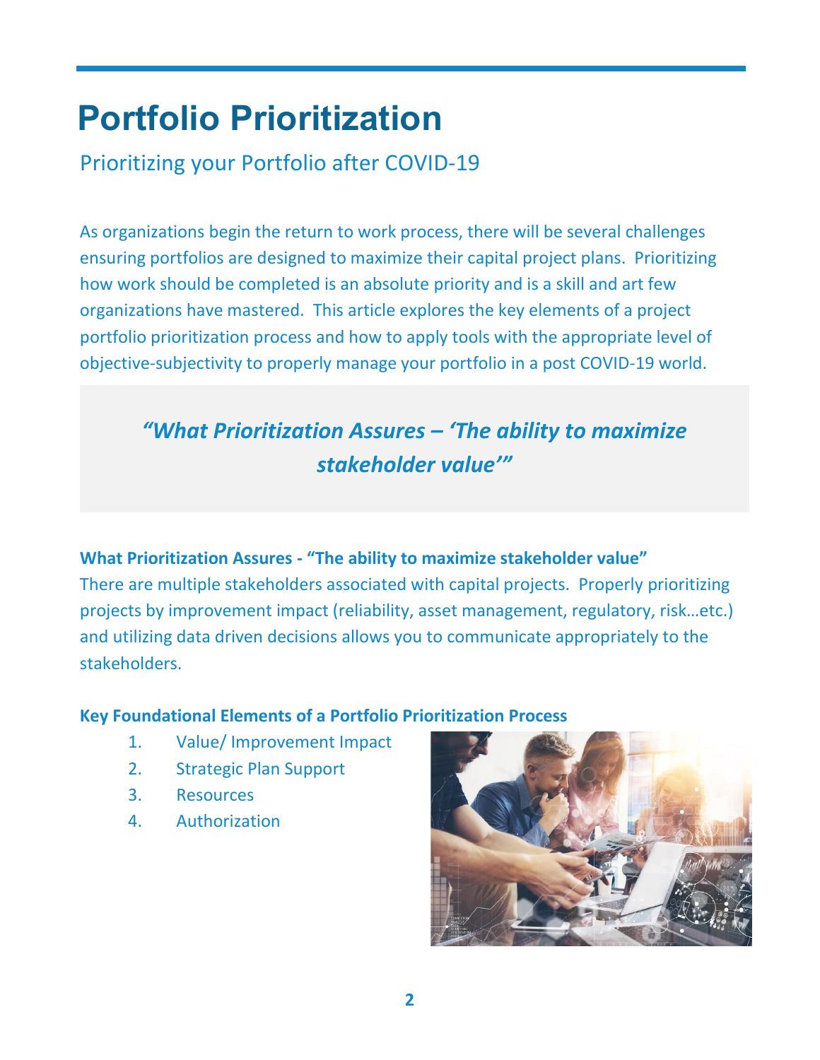# Portfolio Prioritization

## Prioritizing your Portfolio after COVID-19

As organizations begin the return to work process, there will be several challenges ensuring portfolios are designed to maximize their capital project plans. Prioritizing how work should be completed is an absolute priority and is a skill and art few organizations have mastered. This article explores the key elements of a project portfolio prioritization process and how to apply tools with the appropriate level of objective-subjectivity to properly manage your portfolio in a post COVID-19 world.

> ***"What Prioritization Assures – 'The ability to maximize stakeholder value'"***

**What Prioritization Assures - "The ability to maximize stakeholder value"**

There are multiple stakeholders associated with capital projects. Properly prioritizing projects by improvement impact (reliability, asset management, regulatory, risk…etc.) and utilizing data driven decisions allows you to communicate appropriately to the stakeholders.

**Key Foundational Elements of a Portfolio Prioritization Process**

1. Value/ Improvement Impact
2. Strategic Plan Support
3. Resources
4. Authorization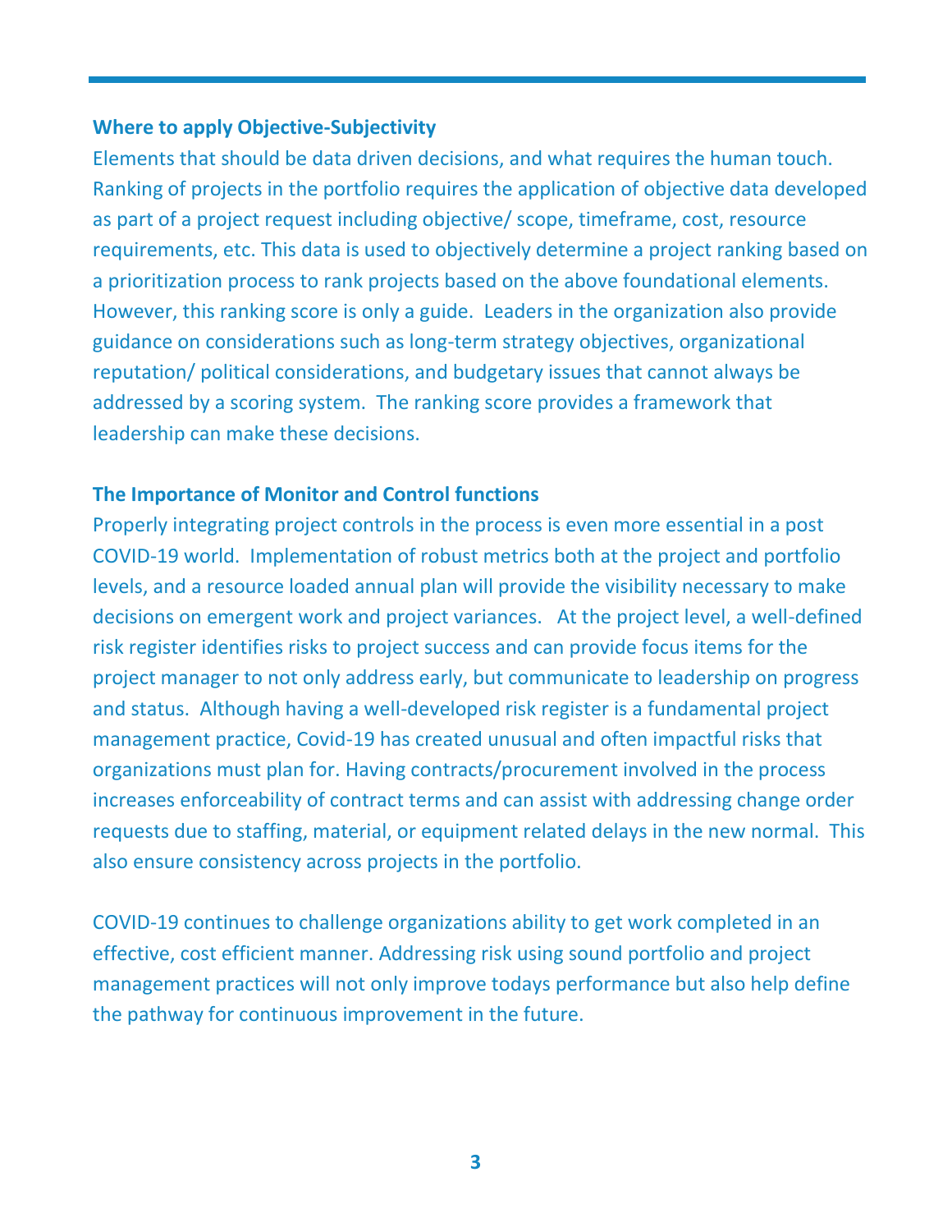### Where to apply Objective-Subjectivity

Elements that should be data driven decisions, and what requires the human touch. Ranking of projects in the portfolio requires the application of objective data developed as part of a project request including objective/ scope, timeframe, cost, resource requirements, etc. This data is used to objectively determine a project ranking based on a prioritization process to rank projects based on the above foundational elements. However, this ranking score is only a guide. Leaders in the organization also provide guidance on considerations such as long-term strategy objectives, organizational reputation/ political considerations, and budgetary issues that cannot always be addressed by a scoring system. The ranking score provides a framework that leadership can make these decisions.

### The Importance of Monitor and Control functions

Properly integrating project controls in the process is even more essential in a post COVID-19 world. Implementation of robust metrics both at the project and portfolio levels, and a resource loaded annual plan will provide the visibility necessary to make decisions on emergent work and project variances. At the project level, a well-defined risk register identifies risks to project success and can provide focus items for the project manager to not only address early, but communicate to leadership on progress and status. Although having a well-developed risk register is a fundamental project management practice, Covid-19 has created unusual and often impactful risks that organizations must plan for. Having contracts/procurement involved in the process increases enforceability of contract terms and can assist with addressing change order requests due to staffing, material, or equipment related delays in the new normal. This also ensure consistency across projects in the portfolio.

COVID-19 continues to challenge organizations ability to get work completed in an effective, cost efficient manner. Addressing risk using sound portfolio and project management practices will not only improve todays performance but also help define the pathway for continuous improvement in the future.